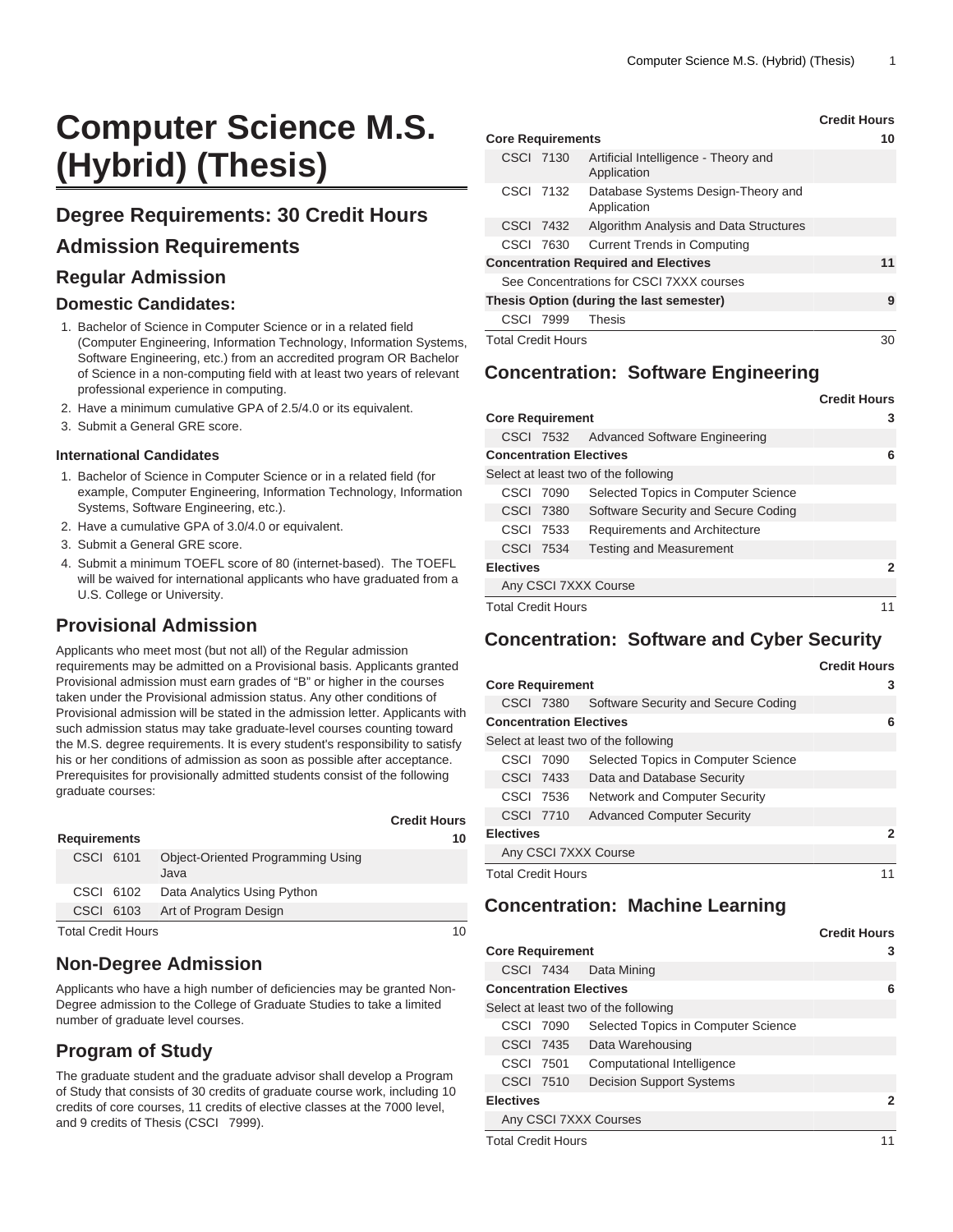# Computer Science M.S. (Hybrid) (Thesis)

## Degree Requirements: 30 Credit Hours

## Admission Requirements

### Regular Admission

#### Domestic Candidates:

1. Bachelor of Science in Computer Science or in a related field (Computer Engineering, Information Technology, Information Systems, Software Engineering, etc.) from an accredited program OR Bachelor of Science in a non-computing field with at least two years of relevant professional experience in computing.
2. Have a minimum cumulative GPA of 2.5/4.0 or its equivalent.
3. Submit a General GRE score.

##### International Candidates

1. Bachelor of Science in Computer Science or in a related field (for example, Computer Engineering, Information Technology, Information Systems, Software Engineering, etc.).
2. Have a cumulative GPA of 3.0/4.0 or equivalent.
3. Submit a General GRE score.
4. Submit a minimum TOEFL score of 80 (internet-based). The TOEFL will be waived for international applicants who have graduated from a U.S. College or University.

## Provisional Admission

Applicants who meet most (but not all) of the Regular admission requirements may be admitted on a Provisional basis. Applicants granted Provisional admission must earn grades of "B" or higher in the courses taken under the Provisional admission status. Any other conditions of Provisional admission will be stated in the admission letter. Applicants with such admission status may take graduate-level courses counting toward the M.S. degree requirements. It is every student's responsibility to satisfy his or her conditions of admission as soon as possible after acceptance. Prerequisites for provisionally admitted students consist of the following graduate courses:

| | | Credit Hours |
|---|---|---|
| **Requirements** | | **10** |
| CSCI 6101 | Object-Oriented Programming Using Java | |
| CSCI 6102 | Data Analytics Using Python | |
| CSCI 6103 | Art of Program Design | |
| Total Credit Hours | | 10 |

## Non-Degree Admission

Applicants who have a high number of deficiencies may be granted Non-Degree admission to the College of Graduate Studies to take a limited number of graduate level courses.

## Program of Study

The graduate student and the graduate advisor shall develop a Program of Study that consists of 30 credits of graduate course work, including 10 credits of core courses, 11 credits of elective classes at the 7000 level, and 9 credits of Thesis (CSCI 7999).

| | | Credit Hours |
|---|---|---|
| **Core Requirements** | | **10** |
| CSCI 7130 | Artificial Intelligence - Theory and Application | |
| CSCI 7132 | Database Systems Design-Theory and Application | |
| CSCI 7432 | Algorithm Analysis and Data Structures | |
| CSCI 7630 | Current Trends in Computing | |
| **Concentration Required and Electives** | | **11** |
| See Concentrations for CSCI 7XXX courses | | |
| **Thesis Option (during the last semester)** | | **9** |
| CSCI 7999 | Thesis | |
| Total Credit Hours | | 30 |

## Concentration: Software Engineering

| | | Credit Hours |
|---|---|---|
| **Core Requirement** | | **3** |
| CSCI 7532 | Advanced Software Engineering | |
| **Concentration Electives** | | **6** |
| Select at least two of the following | | |
| CSCI 7090 | Selected Topics in Computer Science | |
| CSCI 7380 | Software Security and Secure Coding | |
| CSCI 7533 | Requirements and Architecture | |
| CSCI 7534 | Testing and Measurement | |
| **Electives** | | **2** |
| Any CSCI 7XXX Course | | |
| Total Credit Hours | | 11 |

## Concentration: Software and Cyber Security

| | | Credit Hours |
|---|---|---|
| **Core Requirement** | | **3** |
| CSCI 7380 | Software Security and Secure Coding | |
| **Concentration Electives** | | **6** |
| Select at least two of the following | | |
| CSCI 7090 | Selected Topics in Computer Science | |
| CSCI 7433 | Data and Database Security | |
| CSCI 7536 | Network and Computer Security | |
| CSCI 7710 | Advanced Computer Security | |
| **Electives** | | **2** |
| Any CSCI 7XXX Course | | |
| Total Credit Hours | | 11 |

## Concentration: Machine Learning

| | | Credit Hours |
|---|---|---|
| **Core Requirement** | | **3** |
| CSCI 7434 | Data Mining | |
| **Concentration Electives** | | **6** |
| Select at least two of the following | | |
| CSCI 7090 | Selected Topics in Computer Science | |
| CSCI 7435 | Data Warehousing | |
| CSCI 7501 | Computational Intelligence | |
| CSCI 7510 | Decision Support Systems | |
| **Electives** | | **2** |
| Any CSCI 7XXX Courses | | |
| Total Credit Hours | | 11 |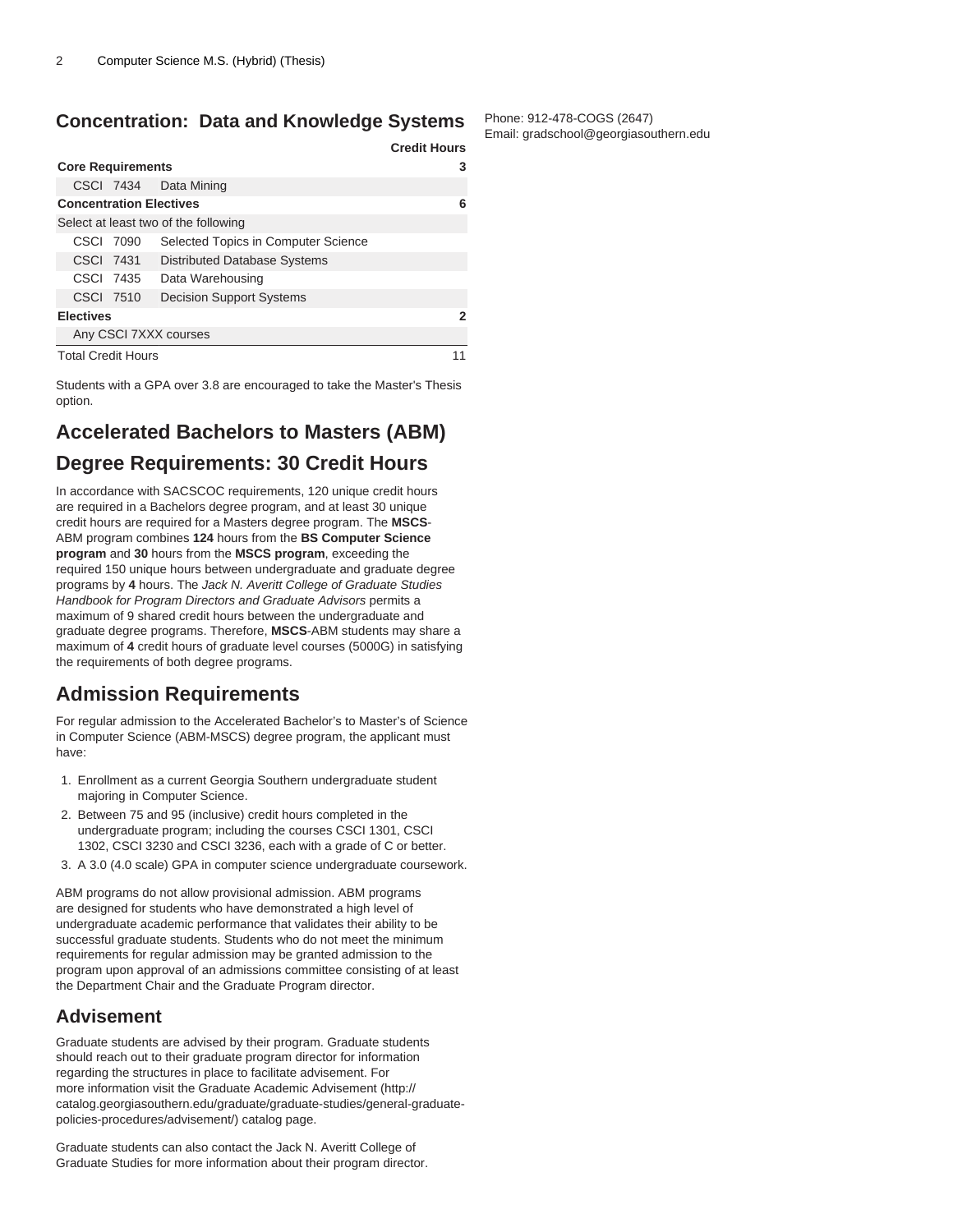## Concentration: Data and Knowledge Systems

| | | Credit Hours |
|---|---|---|
| **Core Requirements** | | **3** |
| CSCI 7434 | Data Mining | |
| **Concentration Electives** | | **6** |
| Select at least two of the following | | |
| CSCI 7090 | Selected Topics in Computer Science | |
| CSCI 7431 | Distributed Database Systems | |
| CSCI 7435 | Data Warehousing | |
| CSCI 7510 | Decision Support Systems | |
| **Electives** | | **2** |
| Any CSCI 7XXX courses | | |
| Total Credit Hours | | 11 |

Students with a GPA over 3.8 are encouraged to take the Master's Thesis option.

# Accelerated Bachelors to Masters (ABM)

# Degree Requirements: 30 Credit Hours

In accordance with SACSCOC requirements, 120 unique credit hours are required in a Bachelors degree program, and at least 30 unique credit hours are required for a Masters degree program. The **MSCS**-ABM program combines **124** hours from the **BS Computer Science program** and **30** hours from the **MSCS program**, exceeding the required 150 unique hours between undergraduate and graduate degree programs by **4** hours. The *Jack N. Averitt College of Graduate Studies Handbook for Program Directors and Graduate Advisors* permits a maximum of 9 shared credit hours between the undergraduate and graduate degree programs. Therefore, **MSCS**-ABM students may share a maximum of **4** credit hours of graduate level courses (5000G) in satisfying the requirements of both degree programs.

## Admission Requirements

For regular admission to the Accelerated Bachelor's to Master's of Science in Computer Science (ABM-MSCS) degree program, the applicant must have:

1. Enrollment as a current Georgia Southern undergraduate student majoring in Computer Science.
2. Between 75 and 95 (inclusive) credit hours completed in the undergraduate program; including the courses CSCI 1301, CSCI 1302, CSCI 3230 and CSCI 3236, each with a grade of C or better.
3. A 3.0 (4.0 scale) GPA in computer science undergraduate coursework.

ABM programs do not allow provisional admission. ABM programs are designed for students who have demonstrated a high level of undergraduate academic performance that validates their ability to be successful graduate students. Students who do not meet the minimum requirements for regular admission may be granted admission to the program upon approval of an admissions committee consisting of at least the Department Chair and the Graduate Program director.

## Advisement

Graduate students are advised by their program. Graduate students should reach out to their graduate program director for information regarding the structures in place to facilitate advisement. For more information visit the Graduate Academic Advisement (http://catalog.georgiasouthern.edu/graduate/graduate-studies/general-graduate-policies-procedures/advisement/) catalog page.

Graduate students can also contact the Jack N. Averitt College of Graduate Studies for more information about their program director.

Phone: 912-478-COGS (2647)
Email: gradschool@georgiasouthern.edu